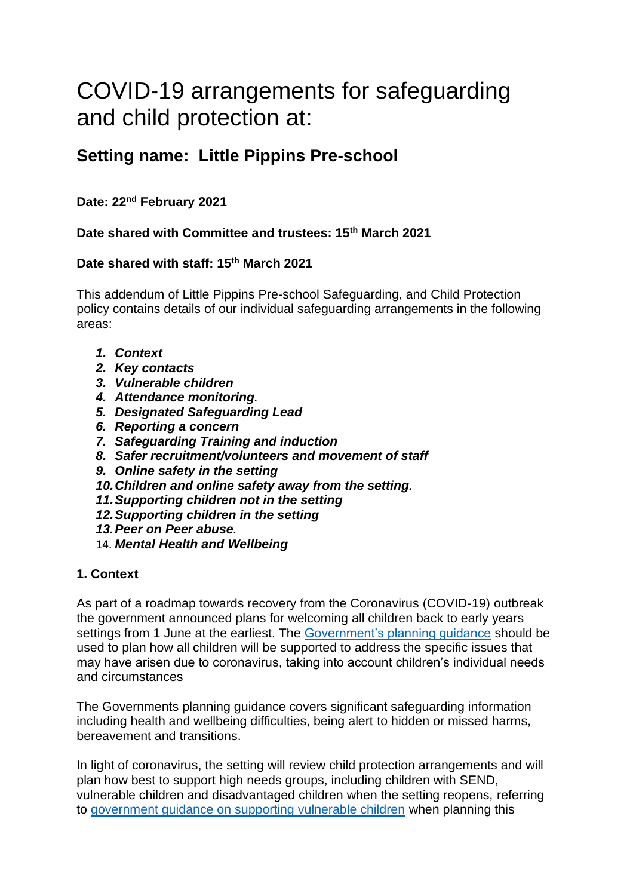# COVID-19 arrangements for safeguarding and child protection at:

## Setting name: Little Pippins Pre-school

**Date: 22nd February 2021**

**Date shared with Committee and trustees: 15th March 2021**

**Date shared with staff: 15th March 2021**

This addendum of Little Pippins Pre-school Safeguarding, and Child Protection policy contains details of our individual safeguarding arrangements in the following areas:

1. ***Context***
2. ***Key contacts***
3. ***Vulnerable children***
4. ***Attendance monitoring.***
5. ***Designated Safeguarding Lead***
6. ***Reporting a concern***
7. ***Safeguarding Training and induction***
8. ***Safer recruitment/volunteers and movement of staff***
9. ***Online safety in the setting***
10. ***Children and online safety away from the setting.***
11. ***Supporting children not in the setting***
12. ***Supporting children in the setting***
13. ***Peer on Peer abuse.***
14. ***Mental Health and Wellbeing***

### 1. Context

As part of a roadmap towards recovery from the Coronavirus (COVID-19) outbreak the government announced plans for welcoming all children back to early years settings from 1 June at the earliest. The Government's planning guidance should be used to plan how all children will be supported to address the specific issues that may have arisen due to coronavirus, taking into account children's individual needs and circumstances

The Governments planning guidance covers significant safeguarding information including health and wellbeing difficulties, being alert to hidden or missed harms, bereavement and transitions.

In light of coronavirus, the setting will review child protection arrangements and will plan how best to support high needs groups, including children with SEND, vulnerable children and disadvantaged children when the setting reopens, referring to government guidance on supporting vulnerable children when planning this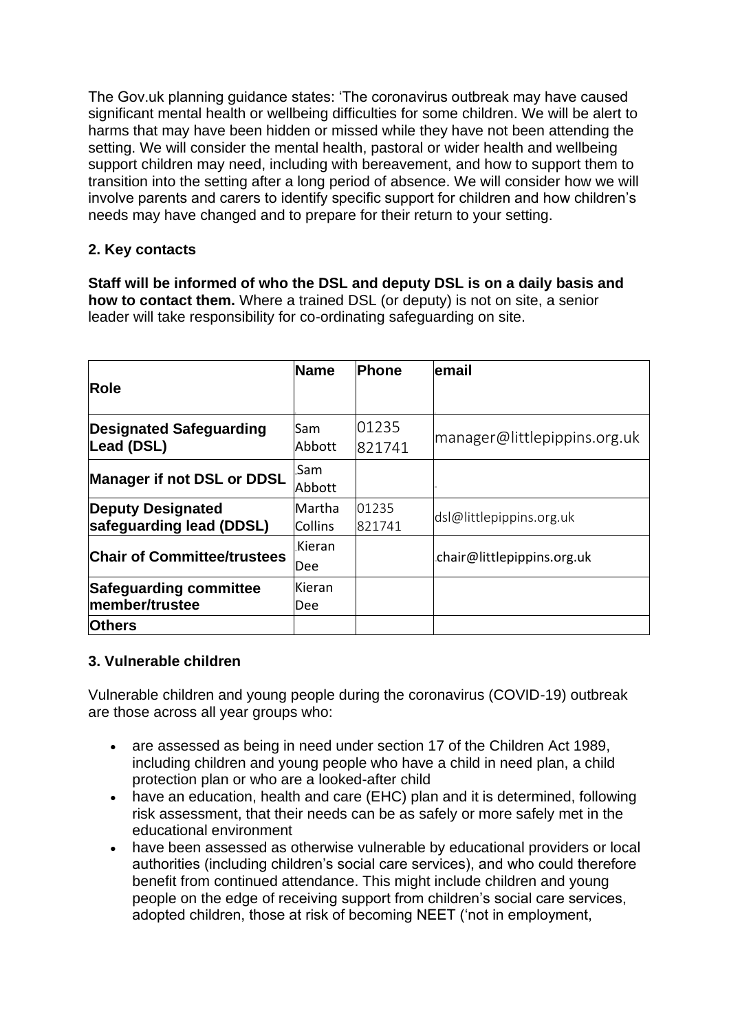The Gov.uk planning guidance states: 'The coronavirus outbreak may have caused significant mental health or wellbeing difficulties for some children. We will be alert to harms that may have been hidden or missed while they have not been attending the setting. We will consider the mental health, pastoral or wider health and wellbeing support children may need, including with bereavement, and how to support them to transition into the setting after a long period of absence. We will consider how we will involve parents and carers to identify specific support for children and how children's needs may have changed and to prepare for their return to your setting.

## 2. Key contacts

**Staff will be informed of who the DSL and deputy DSL is on a daily basis and how to contact them.** Where a trained DSL (or deputy) is not on site, a senior leader will take responsibility for co-ordinating safeguarding on site.

| Role | Name | Phone | email |
|---|---|---|---|
| **Designated Safeguarding Lead (DSL)** | Sam Abbott | 01235 821741 | manager@littlepippins.org.uk |
| **Manager if not DSL or DDSL** | Sam Abbott | | |
| **Deputy Designated safeguarding lead (DDSL)** | Martha Collins | 01235 821741 | dsl@littlepippins.org.uk |
| **Chair of Committee/trustees** | Kieran Dee | | chair@littlepippins.org.uk |
| **Safeguarding committee member/trustee** | Kieran Dee | | |
| **Others** | | | |

## 3. Vulnerable children

Vulnerable children and young people during the coronavirus (COVID-19) outbreak are those across all year groups who:

- are assessed as being in need under section 17 of the Children Act 1989, including children and young people who have a child in need plan, a child protection plan or who are a looked-after child
- have an education, health and care (EHC) plan and it is determined, following risk assessment, that their needs can be as safely or more safely met in the educational environment
- have been assessed as otherwise vulnerable by educational providers or local authorities (including children's social care services), and who could therefore benefit from continued attendance. This might include children and young people on the edge of receiving support from children's social care services, adopted children, those at risk of becoming NEET ('not in employment,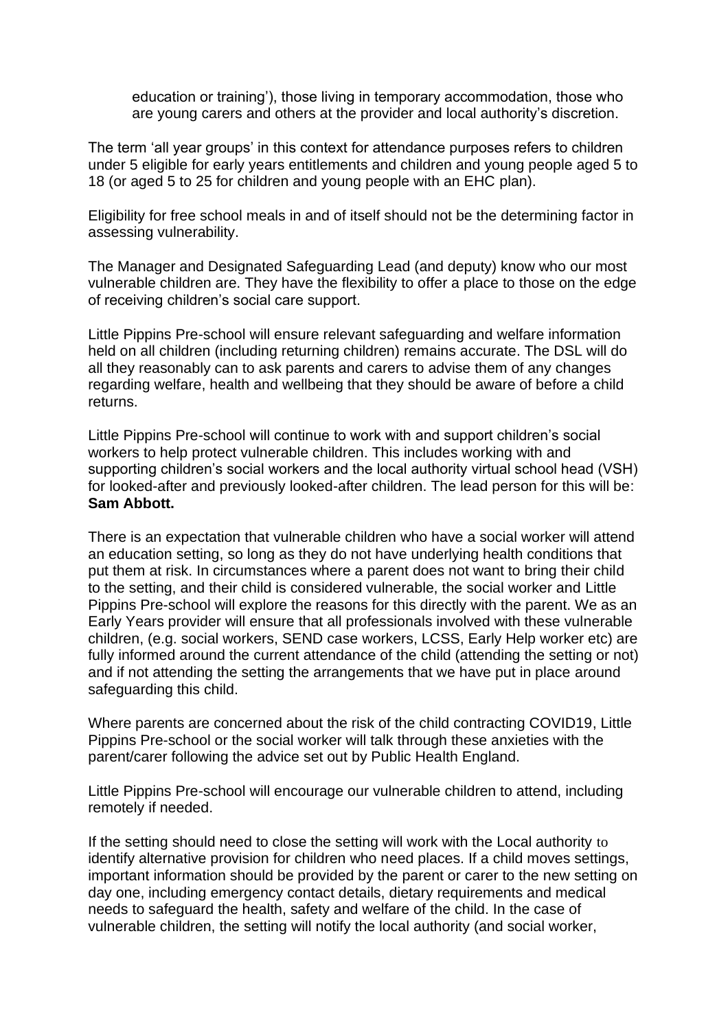education or training'), those living in temporary accommodation, those who are young carers and others at the provider and local authority's discretion.

The term 'all year groups' in this context for attendance purposes refers to children under 5 eligible for early years entitlements and children and young people aged 5 to 18 (or aged 5 to 25 for children and young people with an EHC plan).

Eligibility for free school meals in and of itself should not be the determining factor in assessing vulnerability.

The Manager and Designated Safeguarding Lead (and deputy) know who our most vulnerable children are. They have the flexibility to offer a place to those on the edge of receiving children's social care support.

Little Pippins Pre-school will ensure relevant safeguarding and welfare information held on all children (including returning children) remains accurate. The DSL will do all they reasonably can to ask parents and carers to advise them of any changes regarding welfare, health and wellbeing that they should be aware of before a child returns.

Little Pippins Pre-school will continue to work with and support children's social workers to help protect vulnerable children. This includes working with and supporting children's social workers and the local authority virtual school head (VSH) for looked-after and previously looked-after children. The lead person for this will be: **Sam Abbott.**

There is an expectation that vulnerable children who have a social worker will attend an education setting, so long as they do not have underlying health conditions that put them at risk. In circumstances where a parent does not want to bring their child to the setting, and their child is considered vulnerable, the social worker and Little Pippins Pre-school will explore the reasons for this directly with the parent. We as an Early Years provider will ensure that all professionals involved with these vulnerable children, (e.g. social workers, SEND case workers, LCSS, Early Help worker etc) are fully informed around the current attendance of the child (attending the setting or not) and if not attending the setting the arrangements that we have put in place around safeguarding this child.

Where parents are concerned about the risk of the child contracting COVID19, Little Pippins Pre-school or the social worker will talk through these anxieties with the parent/carer following the advice set out by Public Health England.

Little Pippins Pre-school will encourage our vulnerable children to attend, including remotely if needed.

If the setting should need to close the setting will work with the Local authority to identify alternative provision for children who need places. If a child moves settings, important information should be provided by the parent or carer to the new setting on day one, including emergency contact details, dietary requirements and medical needs to safeguard the health, safety and welfare of the child. In the case of vulnerable children, the setting will notify the local authority (and social worker,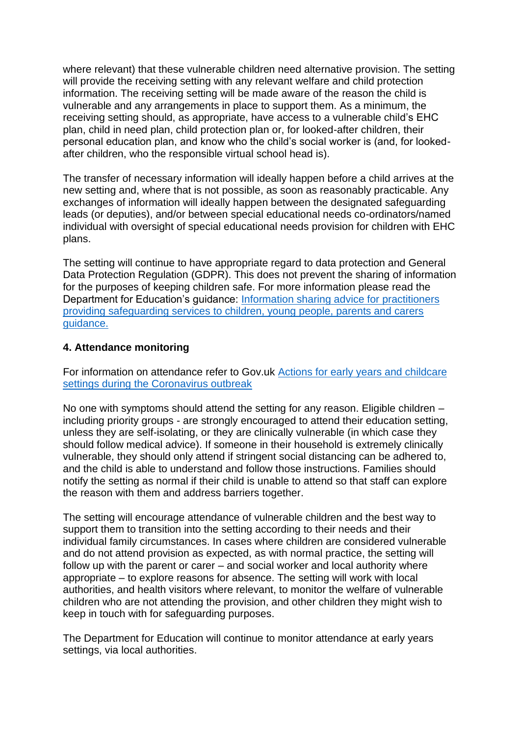where relevant) that these vulnerable children need alternative provision. The setting will provide the receiving setting with any relevant welfare and child protection information. The receiving setting will be made aware of the reason the child is vulnerable and any arrangements in place to support them. As a minimum, the receiving setting should, as appropriate, have access to a vulnerable child's EHC plan, child in need plan, child protection plan or, for looked-after children, their personal education plan, and know who the child's social worker is (and, for looked-after children, who the responsible virtual school head is).

The transfer of necessary information will ideally happen before a child arrives at the new setting and, where that is not possible, as soon as reasonably practicable. Any exchanges of information will ideally happen between the designated safeguarding leads (or deputies), and/or between special educational needs co-ordinators/named individual with oversight of special educational needs provision for children with EHC plans.

The setting will continue to have appropriate regard to data protection and General Data Protection Regulation (GDPR). This does not prevent the sharing of information for the purposes of keeping children safe. For more information please read the Department for Education's guidance: [Information sharing advice for practitioners providing safeguarding services to children, young people, parents and carers guidance.]()

### 4. Attendance monitoring

For information on attendance refer to Gov.uk [Actions for early years and childcare settings during the Coronavirus outbreak]()

No one with symptoms should attend the setting for any reason. Eligible children – including priority groups - are strongly encouraged to attend their education setting, unless they are self-isolating, or they are clinically vulnerable (in which case they should follow medical advice). If someone in their household is extremely clinically vulnerable, they should only attend if stringent social distancing can be adhered to, and the child is able to understand and follow those instructions. Families should notify the setting as normal if their child is unable to attend so that staff can explore the reason with them and address barriers together.

The setting will encourage attendance of vulnerable children and the best way to support them to transition into the setting according to their needs and their individual family circumstances. In cases where children are considered vulnerable and do not attend provision as expected, as with normal practice, the setting will follow up with the parent or carer – and social worker and local authority where appropriate – to explore reasons for absence. The setting will work with local authorities, and health visitors where relevant, to monitor the welfare of vulnerable children who are not attending the provision, and other children they might wish to keep in touch with for safeguarding purposes.

The Department for Education will continue to monitor attendance at early years settings, via local authorities.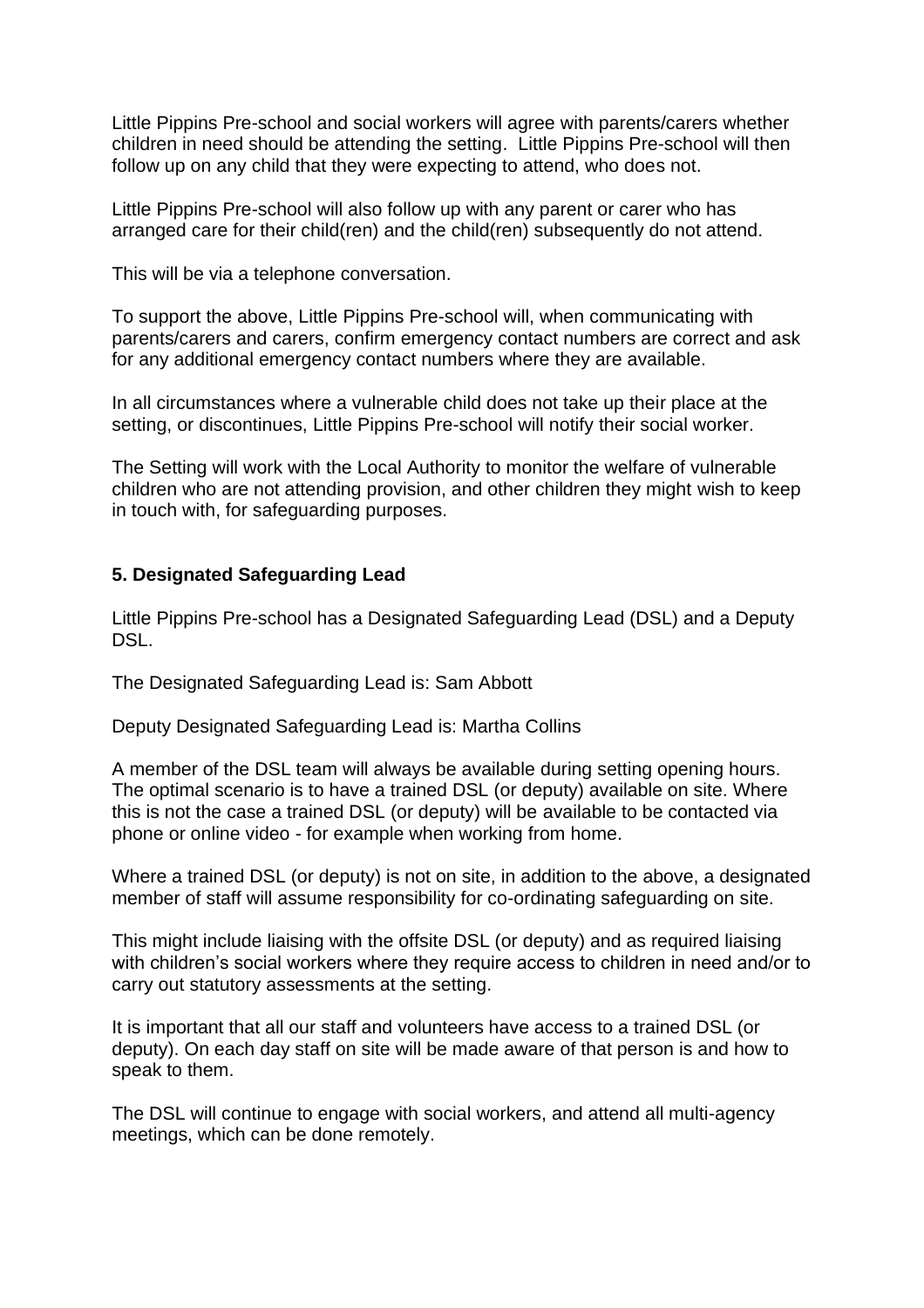Little Pippins Pre-school and social workers will agree with parents/carers whether children in need should be attending the setting. Little Pippins Pre-school will then follow up on any child that they were expecting to attend, who does not.

Little Pippins Pre-school will also follow up with any parent or carer who has arranged care for their child(ren) and the child(ren) subsequently do not attend.

This will be via a telephone conversation.

To support the above, Little Pippins Pre-school will, when communicating with parents/carers and carers, confirm emergency contact numbers are correct and ask for any additional emergency contact numbers where they are available.

In all circumstances where a vulnerable child does not take up their place at the setting, or discontinues, Little Pippins Pre-school will notify their social worker.

The Setting will work with the Local Authority to monitor the welfare of vulnerable children who are not attending provision, and other children they might wish to keep in touch with, for safeguarding purposes.

## 5. Designated Safeguarding Lead

Little Pippins Pre-school has a Designated Safeguarding Lead (DSL) and a Deputy DSL.

The Designated Safeguarding Lead is: Sam Abbott

Deputy Designated Safeguarding Lead is: Martha Collins

A member of the DSL team will always be available during setting opening hours. The optimal scenario is to have a trained DSL (or deputy) available on site. Where this is not the case a trained DSL (or deputy) will be available to be contacted via phone or online video - for example when working from home.

Where a trained DSL (or deputy) is not on site, in addition to the above, a designated member of staff will assume responsibility for co-ordinating safeguarding on site.

This might include liaising with the offsite DSL (or deputy) and as required liaising with children's social workers where they require access to children in need and/or to carry out statutory assessments at the setting.

It is important that all our staff and volunteers have access to a trained DSL (or deputy). On each day staff on site will be made aware of that person is and how to speak to them.

The DSL will continue to engage with social workers, and attend all multi-agency meetings, which can be done remotely.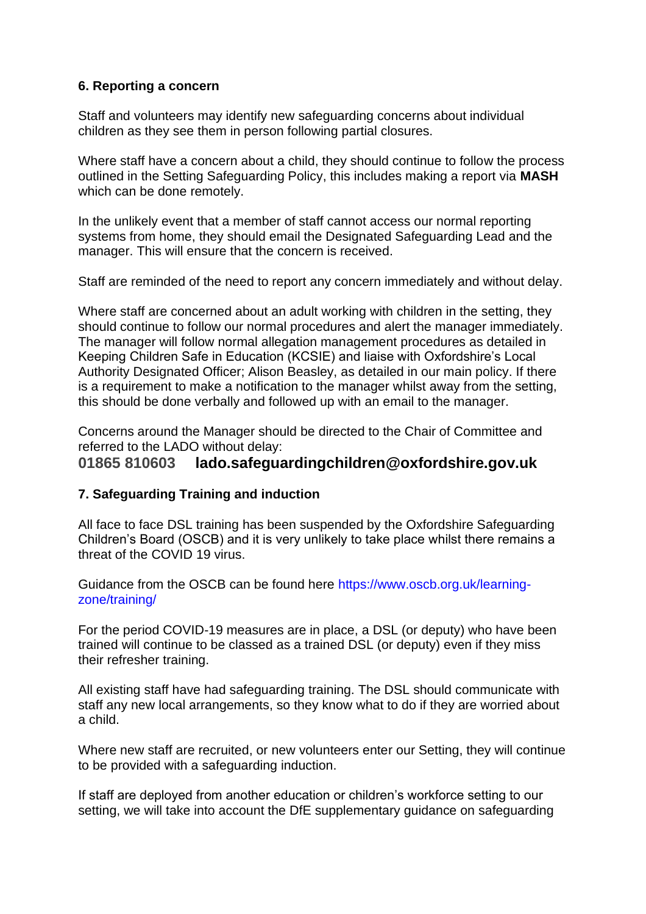### 6. Reporting a concern

Staff and volunteers may identify new safeguarding concerns about individual children as they see them in person following partial closures.

Where staff have a concern about a child, they should continue to follow the process outlined in the Setting Safeguarding Policy, this includes making a report via **MASH** which can be done remotely.

In the unlikely event that a member of staff cannot access our normal reporting systems from home, they should email the Designated Safeguarding Lead and the manager. This will ensure that the concern is received.

Staff are reminded of the need to report any concern immediately and without delay.

Where staff are concerned about an adult working with children in the setting, they should continue to follow our normal procedures and alert the manager immediately. The manager will follow normal allegation management procedures as detailed in Keeping Children Safe in Education (KCSIE) and liaise with Oxfordshire's Local Authority Designated Officer; Alison Beasley, as detailed in our main policy. If there is a requirement to make a notification to the manager whilst away from the setting, this should be done verbally and followed up with an email to the manager.

Concerns around the Manager should be directed to the Chair of Committee and referred to the LADO without delay:

**01865 810603 lado.safeguardingchildren@oxfordshire.gov.uk**

### 7. Safeguarding Training and induction

All face to face DSL training has been suspended by the Oxfordshire Safeguarding Children's Board (OSCB) and it is very unlikely to take place whilst there remains a threat of the COVID 19 virus.

Guidance from the OSCB can be found here https://www.oscb.org.uk/learning-zone/training/

For the period COVID-19 measures are in place, a DSL (or deputy) who have been trained will continue to be classed as a trained DSL (or deputy) even if they miss their refresher training.

All existing staff have had safeguarding training. The DSL should communicate with staff any new local arrangements, so they know what to do if they are worried about a child.

Where new staff are recruited, or new volunteers enter our Setting, they will continue to be provided with a safeguarding induction.

If staff are deployed from another education or children's workforce setting to our setting, we will take into account the DfE supplementary guidance on safeguarding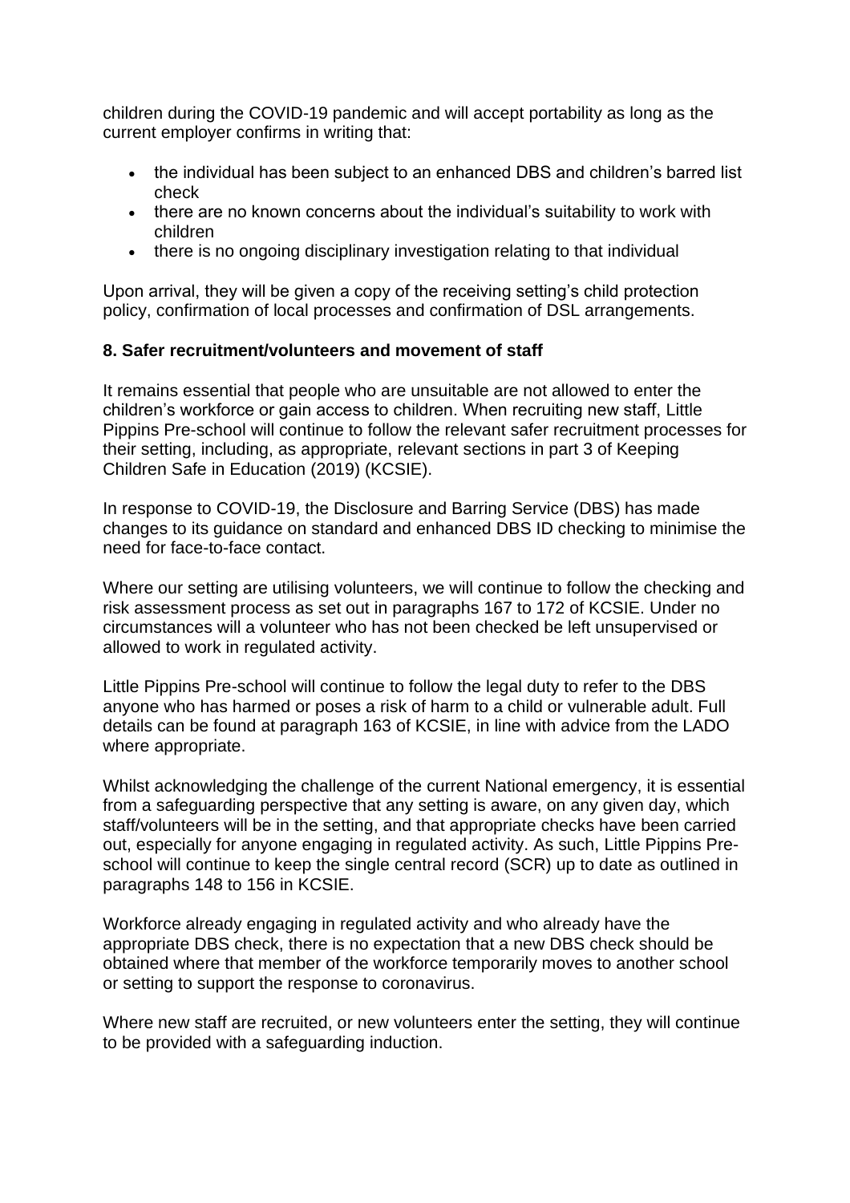children during the COVID-19 pandemic and will accept portability as long as the current employer confirms in writing that:

- the individual has been subject to an enhanced DBS and children's barred list check
- there are no known concerns about the individual's suitability to work with children
- there is no ongoing disciplinary investigation relating to that individual

Upon arrival, they will be given a copy of the receiving setting's child protection policy, confirmation of local processes and confirmation of DSL arrangements.

**8. Safer recruitment/volunteers and movement of staff**

It remains essential that people who are unsuitable are not allowed to enter the children's workforce or gain access to children. When recruiting new staff, Little Pippins Pre-school will continue to follow the relevant safer recruitment processes for their setting, including, as appropriate, relevant sections in part 3 of Keeping Children Safe in Education (2019) (KCSIE).

In response to COVID-19, the Disclosure and Barring Service (DBS) has made changes to its guidance on standard and enhanced DBS ID checking to minimise the need for face-to-face contact.

Where our setting are utilising volunteers, we will continue to follow the checking and risk assessment process as set out in paragraphs 167 to 172 of KCSIE. Under no circumstances will a volunteer who has not been checked be left unsupervised or allowed to work in regulated activity.

Little Pippins Pre-school will continue to follow the legal duty to refer to the DBS anyone who has harmed or poses a risk of harm to a child or vulnerable adult. Full details can be found at paragraph 163 of KCSIE, in line with advice from the LADO where appropriate.

Whilst acknowledging the challenge of the current National emergency, it is essential from a safeguarding perspective that any setting is aware, on any given day, which staff/volunteers will be in the setting, and that appropriate checks have been carried out, especially for anyone engaging in regulated activity. As such, Little Pippins Pre-school will continue to keep the single central record (SCR) up to date as outlined in paragraphs 148 to 156 in KCSIE.

Workforce already engaging in regulated activity and who already have the appropriate DBS check, there is no expectation that a new DBS check should be obtained where that member of the workforce temporarily moves to another school or setting to support the response to coronavirus.

Where new staff are recruited, or new volunteers enter the setting, they will continue to be provided with a safeguarding induction.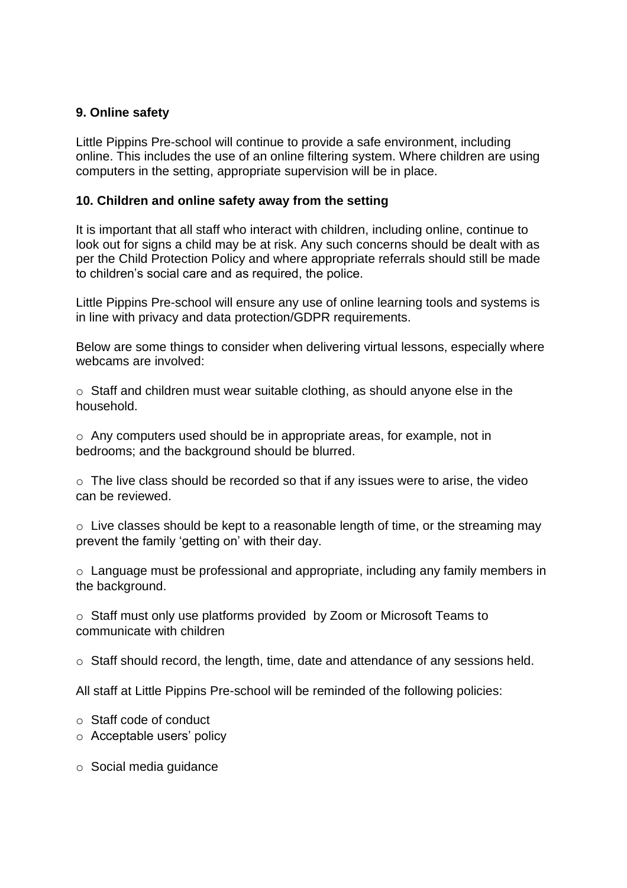**9. Online safety**

Little Pippins Pre-school will continue to provide a safe environment, including online. This includes the use of an online filtering system. Where children are using computers in the setting, appropriate supervision will be in place.

**10. Children and online safety away from the setting**

It is important that all staff who interact with children, including online, continue to look out for signs a child may be at risk. Any such concerns should be dealt with as per the Child Protection Policy and where appropriate referrals should still be made to children's social care and as required, the police.

Little Pippins Pre-school will ensure any use of online learning tools and systems is in line with privacy and data protection/GDPR requirements.

Below are some things to consider when delivering virtual lessons, especially where webcams are involved:

- Staff and children must wear suitable clothing, as should anyone else in the household.
- Any computers used should be in appropriate areas, for example, not in bedrooms; and the background should be blurred.
- The live class should be recorded so that if any issues were to arise, the video can be reviewed.
- Live classes should be kept to a reasonable length of time, or the streaming may prevent the family 'getting on' with their day.
- Language must be professional and appropriate, including any family members in the background.
- Staff must only use platforms provided by Zoom or Microsoft Teams to communicate with children
- Staff should record, the length, time, date and attendance of any sessions held.

All staff at Little Pippins Pre-school will be reminded of the following policies:

- Staff code of conduct
- Acceptable users' policy
- Social media guidance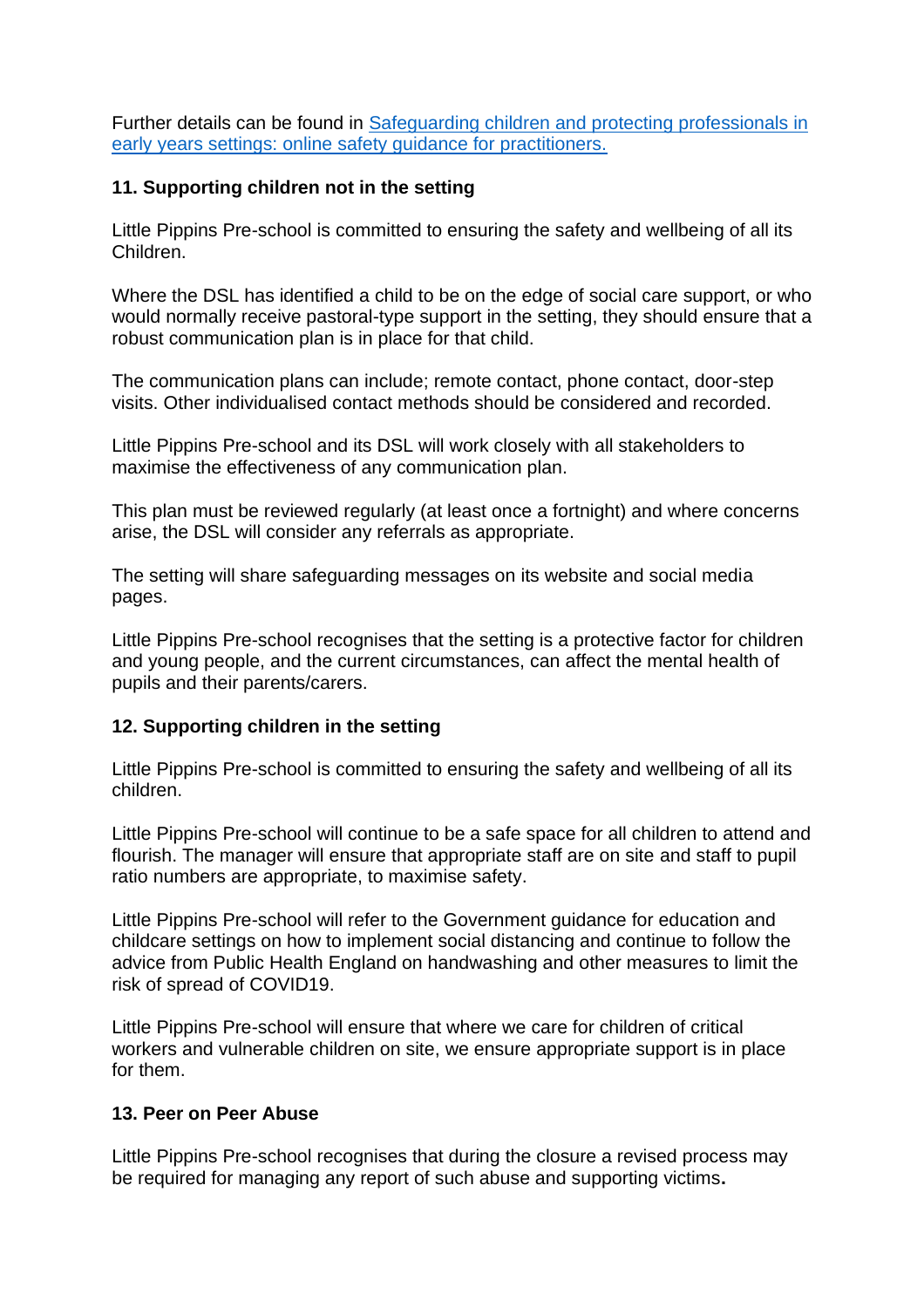Further details can be found in [Safeguarding children and protecting professionals in early years settings: online safety guidance for practitioners.]()

## 11. Supporting children not in the setting

Little Pippins Pre-school is committed to ensuring the safety and wellbeing of all its Children.

Where the DSL has identified a child to be on the edge of social care support, or who would normally receive pastoral-type support in the setting, they should ensure that a robust communication plan is in place for that child.

The communication plans can include; remote contact, phone contact, door-step visits. Other individualised contact methods should be considered and recorded.

Little Pippins Pre-school and its DSL will work closely with all stakeholders to maximise the effectiveness of any communication plan.

This plan must be reviewed regularly (at least once a fortnight) and where concerns arise, the DSL will consider any referrals as appropriate.

The setting will share safeguarding messages on its website and social media pages.

Little Pippins Pre-school recognises that the setting is a protective factor for children and young people, and the current circumstances, can affect the mental health of pupils and their parents/carers.

## 12. Supporting children in the setting

Little Pippins Pre-school is committed to ensuring the safety and wellbeing of all its children.

Little Pippins Pre-school will continue to be a safe space for all children to attend and flourish. The manager will ensure that appropriate staff are on site and staff to pupil ratio numbers are appropriate, to maximise safety.

Little Pippins Pre-school will refer to the Government guidance for education and childcare settings on how to implement social distancing and continue to follow the advice from Public Health England on handwashing and other measures to limit the risk of spread of COVID19.

Little Pippins Pre-school will ensure that where we care for children of critical workers and vulnerable children on site, we ensure appropriate support is in place for them.

## 13. Peer on Peer Abuse

Little Pippins Pre-school recognises that during the closure a revised process may be required for managing any report of such abuse and supporting victims**.**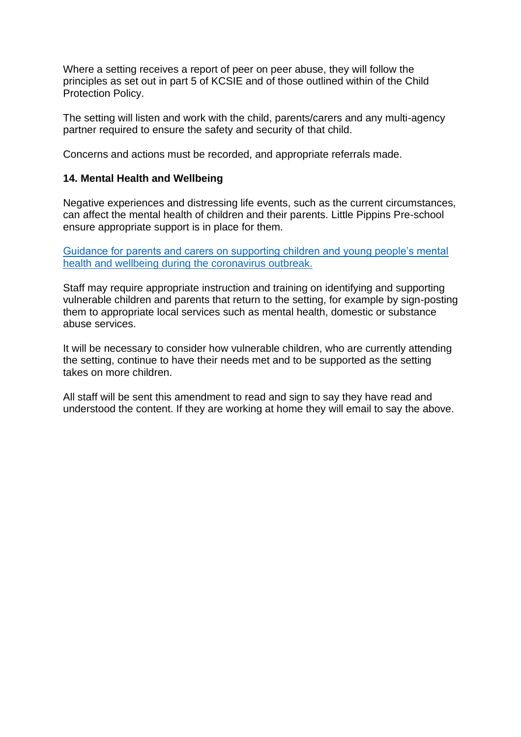Where a setting receives a report of peer on peer abuse, they will follow the principles as set out in part 5 of KCSIE and of those outlined within of the Child Protection Policy.

The setting will listen and work with the child, parents/carers and any multi-agency partner required to ensure the safety and security of that child.

Concerns and actions must be recorded, and appropriate referrals made.

**14. Mental Health and Wellbeing**

Negative experiences and distressing life events, such as the current circumstances, can affect the mental health of children and their parents. Little Pippins Pre-school ensure appropriate support is in place for them.

Guidance for parents and carers on supporting children and young people's mental health and wellbeing during the coronavirus outbreak.

Staff may require appropriate instruction and training on identifying and supporting vulnerable children and parents that return to the setting, for example by sign-posting them to appropriate local services such as mental health, domestic or substance abuse services.

It will be necessary to consider how vulnerable children, who are currently attending the setting, continue to have their needs met and to be supported as the setting takes on more children.

All staff will be sent this amendment to read and sign to say they have read and understood the content. If they are working at home they will email to say the above.